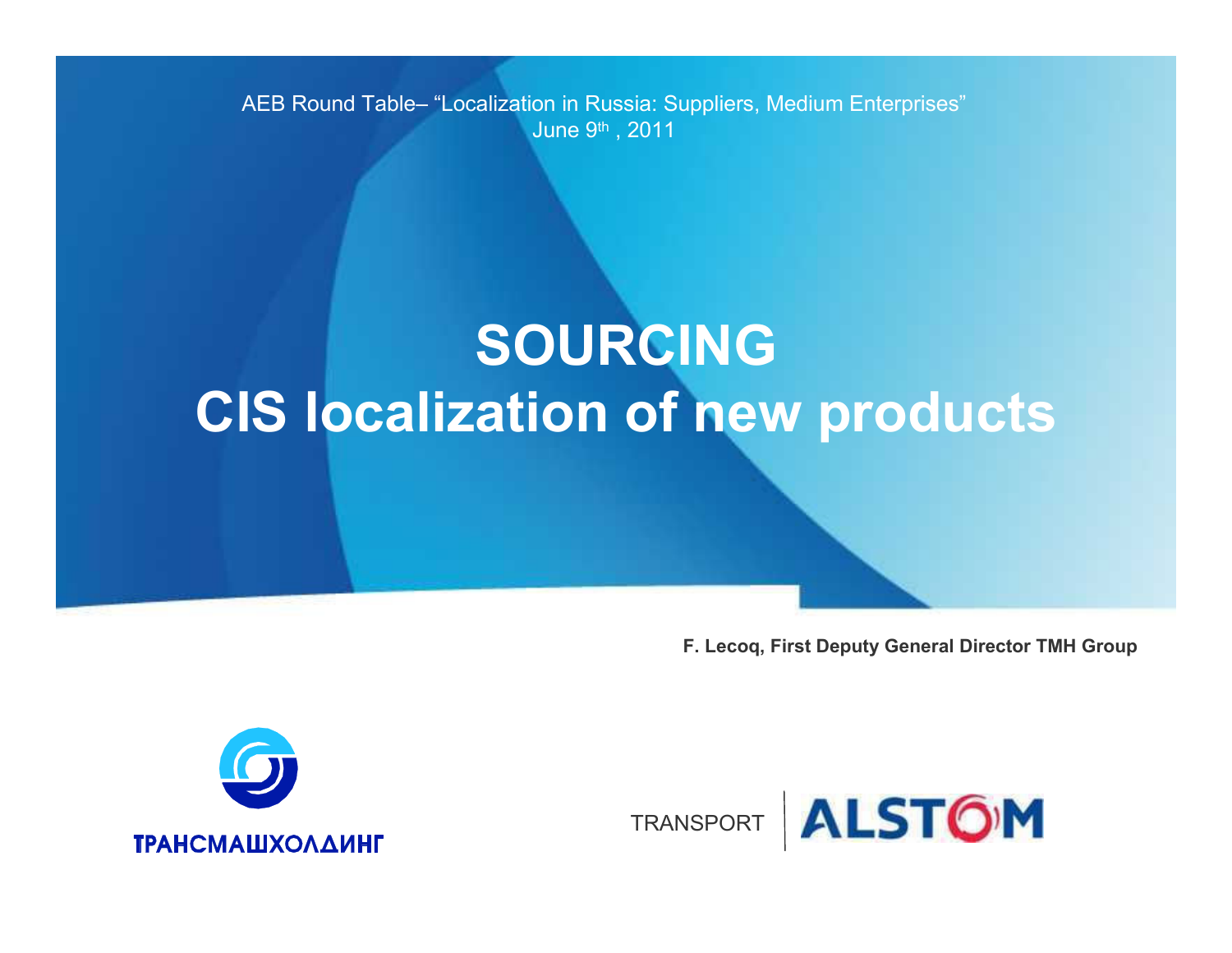AEB Round Table– "Localization in Russia: Suppliers, Medium Enterprises"
June 9th , 2011

# SOURCING
# CIS localization of new products

**F. Lecoq, First Deputy General Director TMH Group**

ТРАНСМАШХОЛДИНГ

TRANSPORT | ALSTOM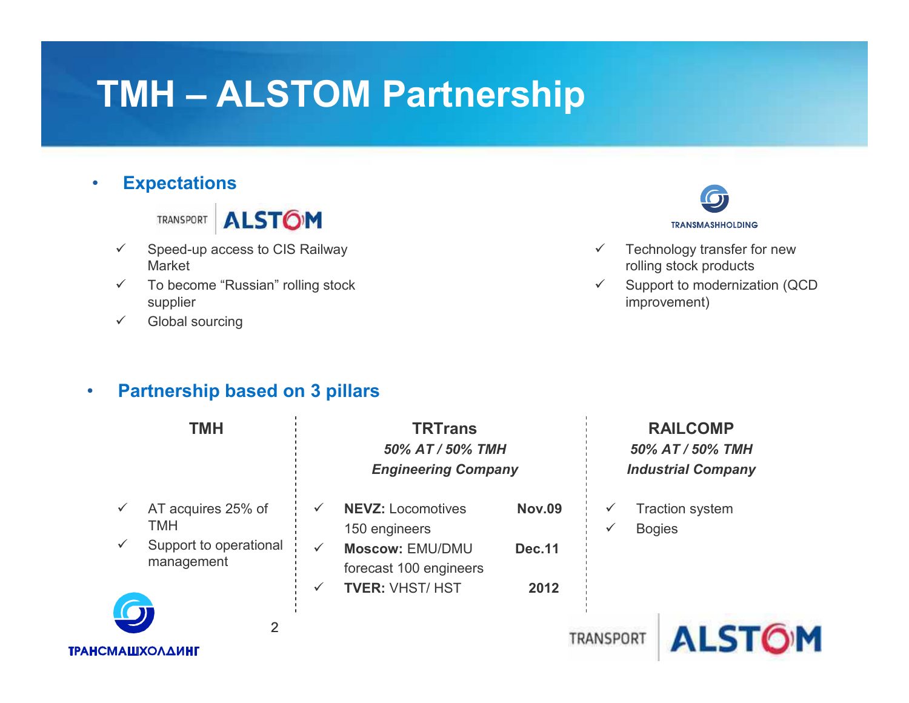# TMH – ALSTOM Partnership

- **Expectations**

TRANSPORT ALSTOM

- ✓ Speed-up access to CIS Railway Market
- ✓ To become "Russian" rolling stock supplier
- ✓ Global sourcing

TRANSMASHHOLDING

- ✓ Technology transfer for new rolling stock products
- ✓ Support to modernization (QCD improvement)

- **Partnership based on 3 pillars**

| TMH | TRTrans<br>*50% AT / 50% TMH*<br>*Engineering Company* | RAILCOMP<br>*50% AT / 50% TMH*<br>*Industrial Company* |
|---|---|---|
| ✓ AT acquires 25% of TMH<br>✓ Support to operational management | ✓ **NEVZ:** Locomotives **Nov.09**<br>150 engineers<br>✓ **Moscow:** EMU/DMU **Dec.11**<br>forecast 100 engineers<br>✓ **TVER:** VHST/ HST **2012** | ✓ Traction system<br>✓ Bogies |

ТРАНСМАШХОЛДИНГ

TRANSPORT ALSTOM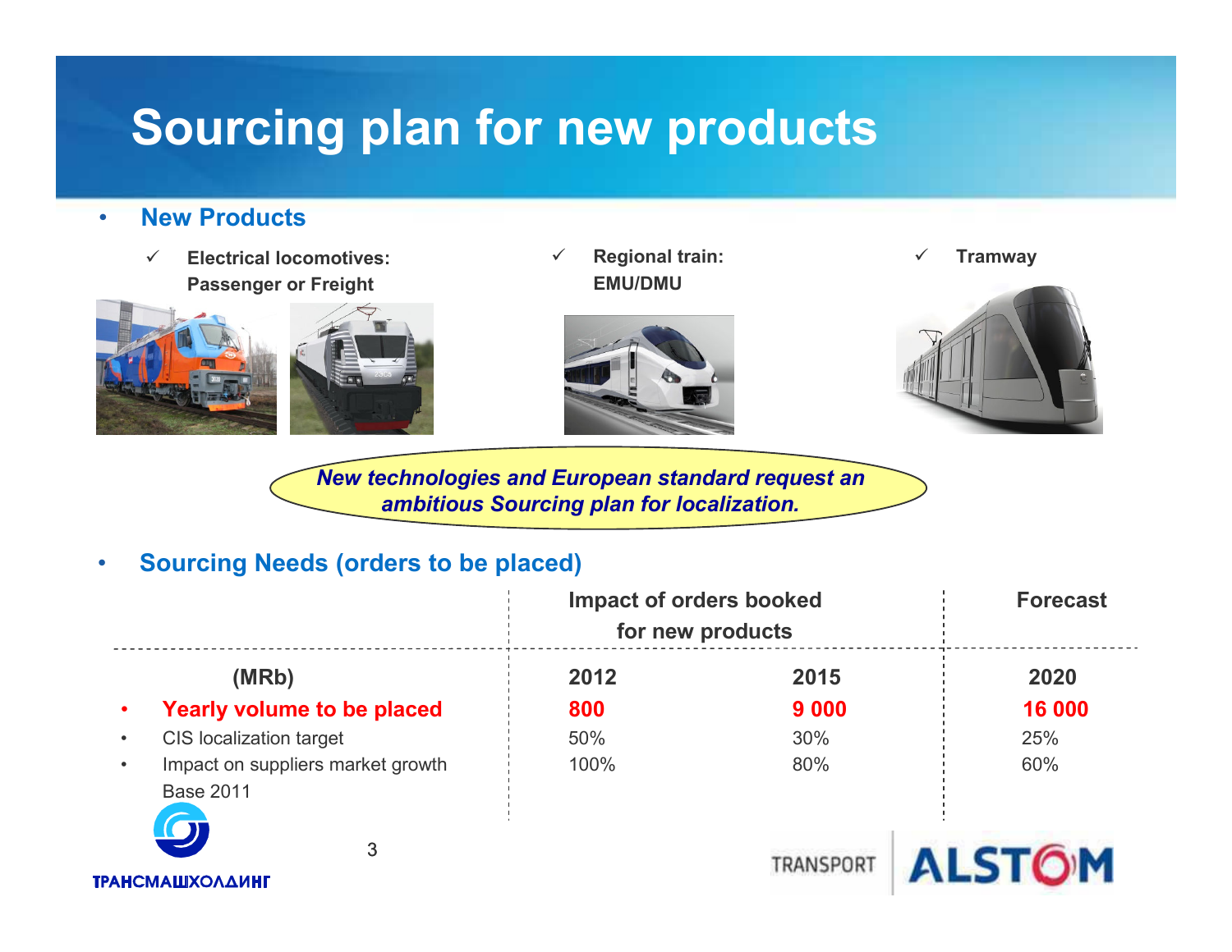# Sourcing plan for new products

- **New Products**
  - ✓ **Electrical locomotives: Passenger or Freight**
  - ✓ **Regional train: EMU/DMU**
  - ✓ **Tramway**

***New technologies and European standard request an ambitious Sourcing plan for localization.***

- **Sourcing Needs (orders to be placed)**

| | Impact of orders booked for new products | | Forecast |
|---|---|---|---|
| **(MRb)** | **2012** | **2015** | **2020** |
| • **Yearly volume to be placed** | **800** | **9 000** | **16 000** |
| • CIS localization target | 50% | 30% | 25% |
| • Impact on suppliers market growth Base 2011 | 100% | 80% | 60% |

ТРАНСМАШХОЛДИНГ

TRANSPORT ALSTOM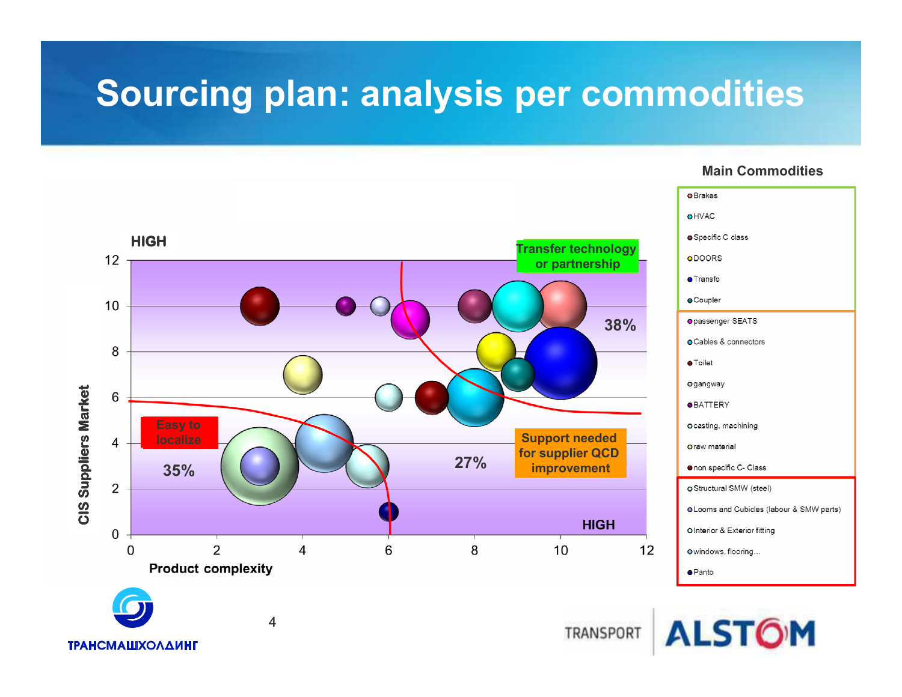# Sourcing plan: analysis per commodities

HIGH

CIS Suppliers Market

12
10
8
6
4
2
0

0
2
4
6
8
10
12

Product complexity

HIGH

Transfer technology or partnership

38%

Easy to localize

35%

27%

Support needed for supplier QCD improvement

**Main Commodities**

- Brakes
- HVAC
- Specific C class
- DOORS
- Transfo
- Coupler
- passenger SEATS
- Cables & connectors
- Toilet
- gangway
- BATTERY
- casting, machining
- raw material
- non specific C- Class
- Structural SMW (steel)
- Looms and Cubicles (labour & SMW parts)
- Interior & Exterior fitting
- windows, flooring…
- Panto

ТРАНСМАШХОЛДИНГ

TRANSPORT ALSTOM